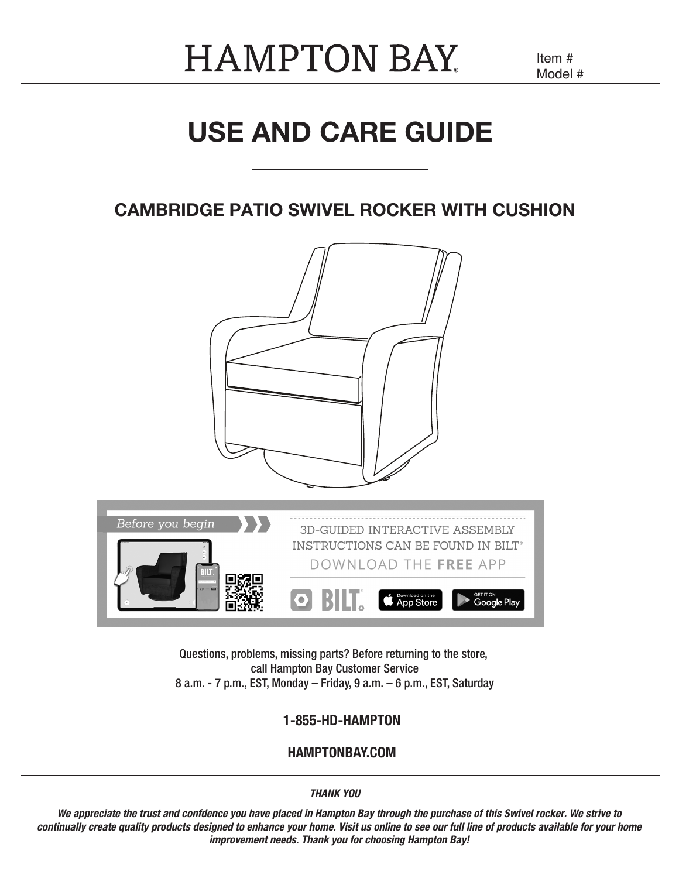# HAMPTON BAY

Item #
Model #

# USE AND CARE GUIDE

## CAMBRIDGE PATIO SWIVEL ROCKER WITH CUSHION

*Before you begin*

3D-GUIDED INTERACTIVE ASSEMBLY INSTRUCTIONS CAN BE FOUND IN BILT®

DOWNLOAD THE **FREE** APP

BILT® | Download on the App Store | GET IT ON Google Play

Questions, problems, missing parts? Before returning to the store,
call Hampton Bay Customer Service
8 a.m. - 7 p.m., EST, Monday – Friday, 9 a.m. – 6 p.m., EST, Saturday

**1-855-HD-HAMPTON**

**HAMPTONBAY.COM**

***THANK YOU***

***We appreciate the trust and confdence you have placed in Hampton Bay through the purchase of this Swivel rocker. We strive to continually create quality products designed to enhance your home. Visit us online to see our full line of products available for your home improvement needs. Thank you for choosing Hampton Bay!***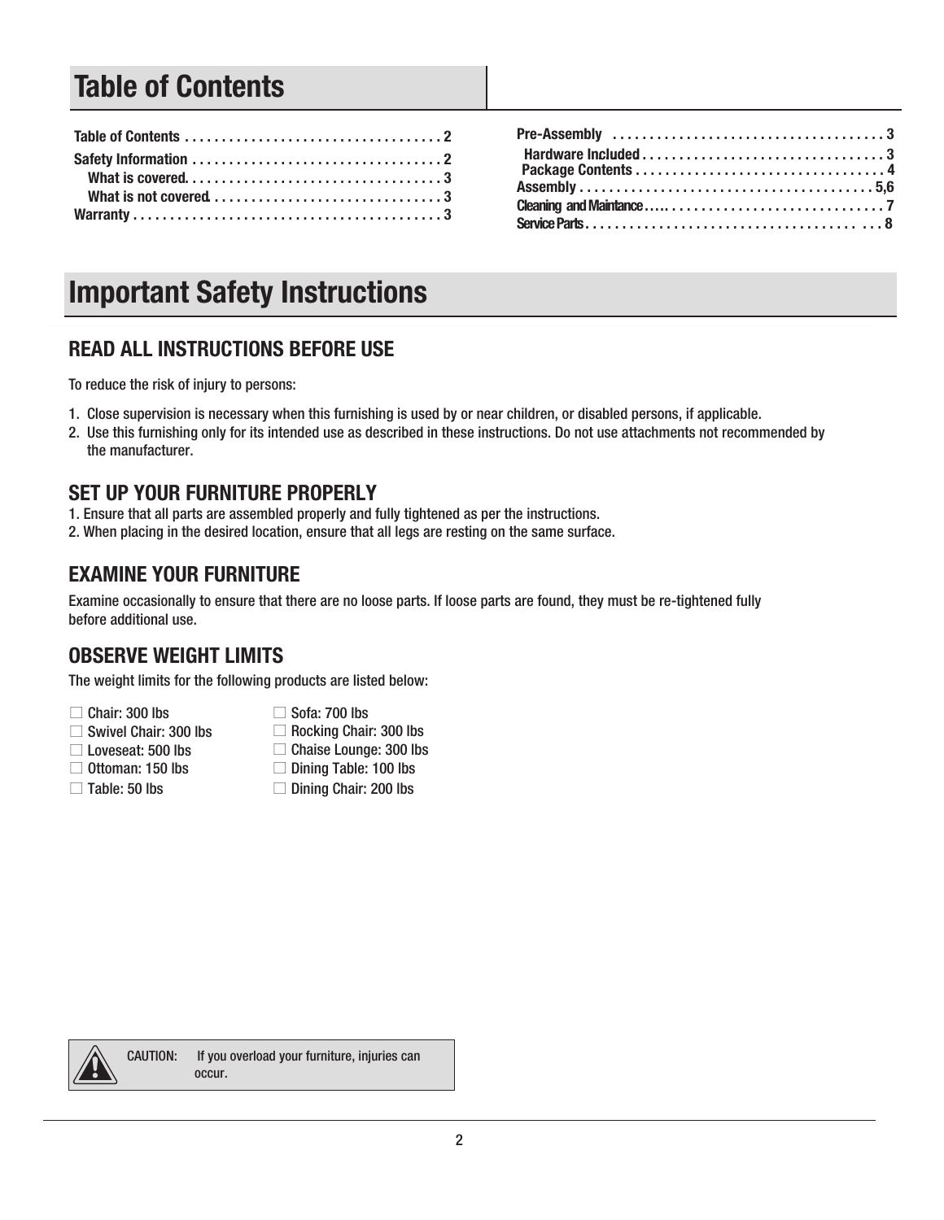# Table of Contents

Table of Contents . . . . . . . . . . . . . . . . . . . . . . . . . . . . . . . . . . . 2
Safety Information . . . . . . . . . . . . . . . . . . . . . . . . . . . . . . . . . . 2
  What is covered. . . . . . . . . . . . . . . . . . . . . . . . . . . . . . . . . . 3
  What is not covered. . . . . . . . . . . . . . . . . . . . . . . . . . . . . . . 3
Warranty . . . . . . . . . . . . . . . . . . . . . . . . . . . . . . . . . . . . . . . . . . 3
Pre-Assembly . . . . . . . . . . . . . . . . . . . . . . . . . . . . . . . . . . . . . 3
  Hardware Included . . . . . . . . . . . . . . . . . . . . . . . . . . . . . . . . . 3
  Package Contents . . . . . . . . . . . . . . . . . . . . . . . . . . . . . . . . . 4
Assembly . . . . . . . . . . . . . . . . . . . . . . . . . . . . . . . . . . . . . . . . 5,6
Cleaning and Maintance . . . . . . . . . . . . . . . . . . . . . . . . . . . . . . 7
Service Parts . . . . . . . . . . . . . . . . . . . . . . . . . . . . . . . . . . . . . . 8

# Important Safety Instructions

## READ ALL INSTRUCTIONS BEFORE USE

To reduce the risk of injury to persons:

1. Close supervision is necessary when this furnishing is used by or near children, or disabled persons, if applicable.
2. Use this furnishing only for its intended use as described in these instructions. Do not use attachments not recommended by the manufacturer.

## SET UP YOUR FURNITURE PROPERLY

1. Ensure that all parts are assembled properly and fully tightened as per the instructions.
2. When placing in the desired location, ensure that all legs are resting on the same surface.

## EXAMINE YOUR FURNITURE

Examine occasionally to ensure that there are no loose parts. If loose parts are found, they must be re-tightened fully before additional use.

## OBSERVE WEIGHT LIMITS

The weight limits for the following products are listed below:

- ☐ Chair: 300 lbs
- ☐ Swivel Chair: 300 lbs
- ☐ Loveseat: 500 lbs
- ☐ Ottoman: 150 lbs
- ☐ Table: 50 lbs
- ☐ Sofa: 700 lbs
- ☐ Rocking Chair: 300 lbs
- ☐ Chaise Lounge: 300 lbs
- ☐ Dining Table: 100 lbs
- ☐ Dining Chair: 200 lbs

CAUTION: If you overload your furniture, injuries can occur.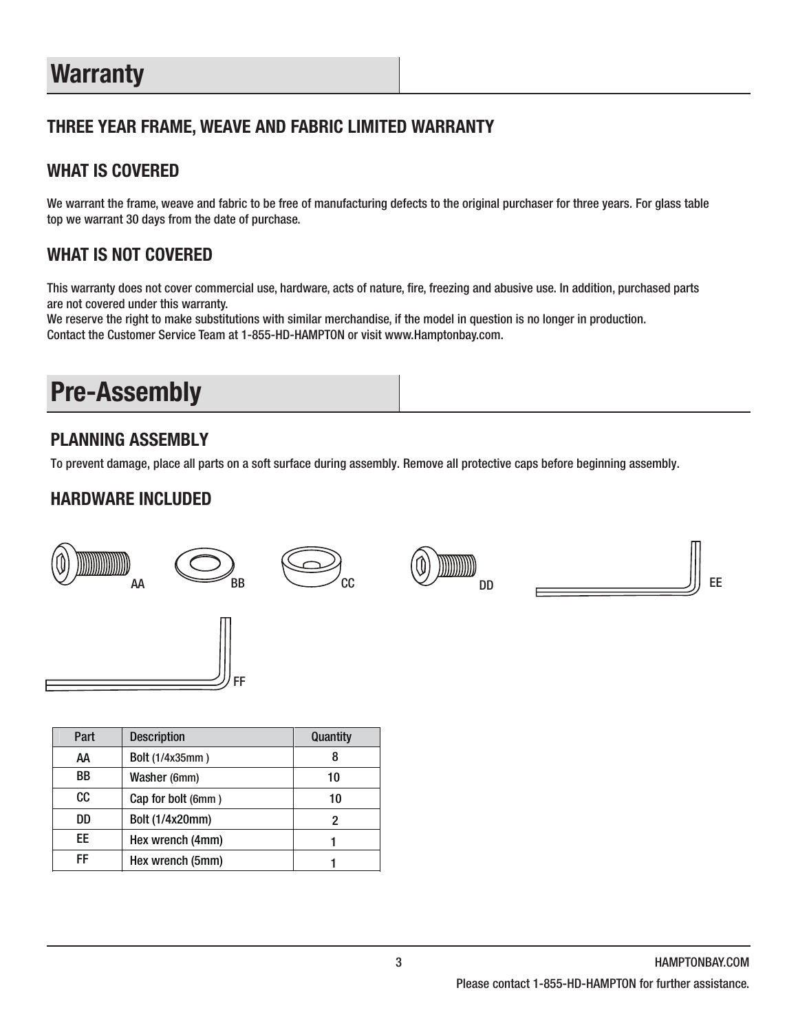# Warranty

## THREE YEAR FRAME, WEAVE AND FABRIC LIMITED WARRANTY

### WHAT IS COVERED

We warrant the frame, weave and fabric to be free of manufacturing defects to the original purchaser for three years. For glass table top we warrant 30 days from the date of purchase.

### WHAT IS NOT COVERED

This warranty does not cover commercial use, hardware, acts of nature, fire, freezing and abusive use. In addition, purchased parts are not covered under this warranty.
We reserve the right to make substitutions with similar merchandise, if the model in question is no longer in production.
Contact the Customer Service Team at 1-855-HD-HAMPTON or visit www.Hamptonbay.com.

# Pre-Assembly

## PLANNING ASSEMBLY

To prevent damage, place all parts on a soft surface during assembly. Remove all protective caps before beginning assembly.

## HARDWARE INCLUDED

AA BB CC DD EE FF

| Part | Description | Quantity |
|---|---|---|
| AA | Bolt (1/4x35mm ) | 8 |
| BB | Washer (6mm) | 10 |
| CC | Cap for bolt (6mm ) | 10 |
| DD | Bolt (1/4x20mm) | 2 |
| EE | Hex wrench (4mm) | 1 |
| FF | Hex wrench (5mm) | 1 |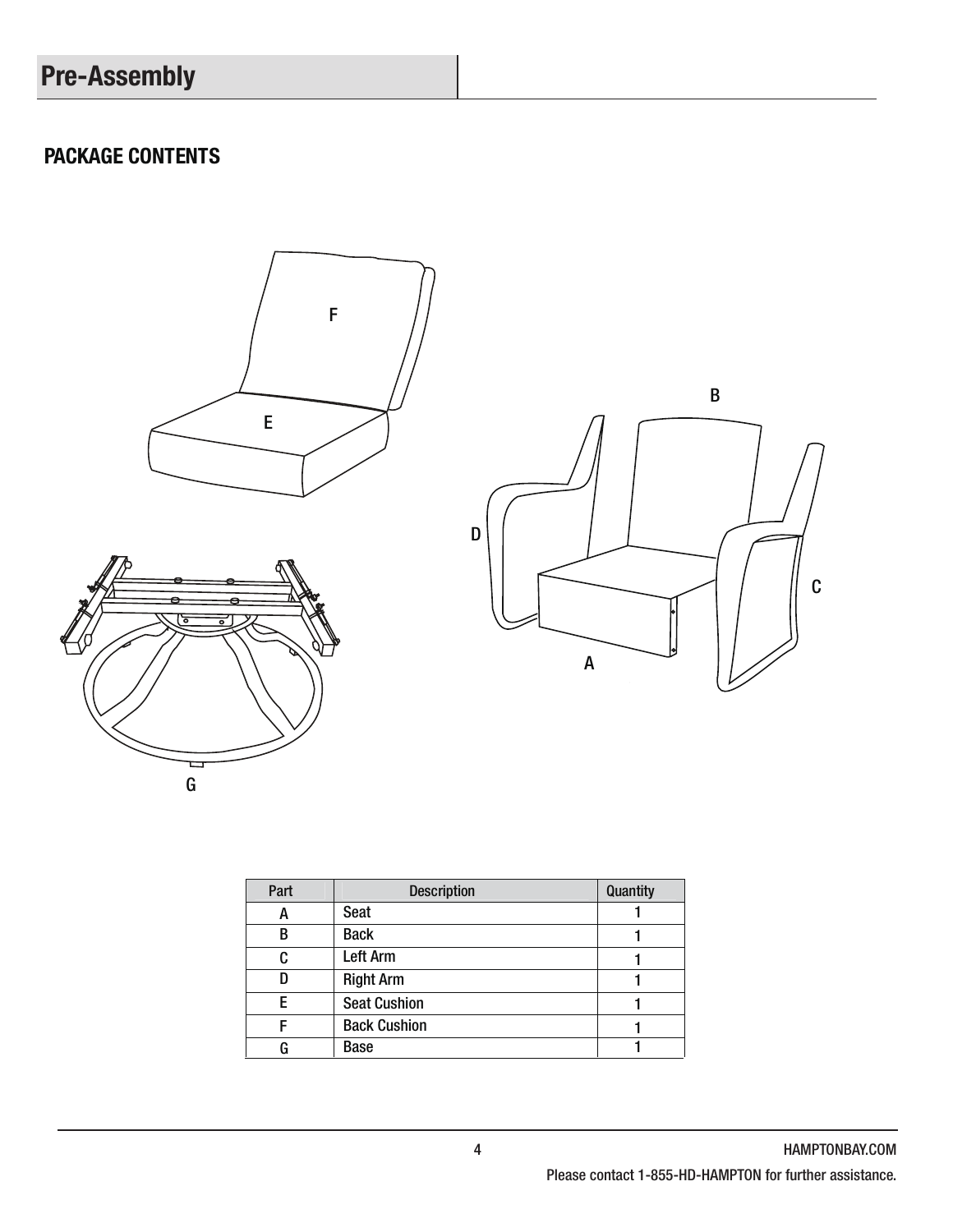# Pre-Assembly

## PACKAGE CONTENTS

| Part | Description | Quantity |
|---|---|---|
| A | Seat | 1 |
| B | Back | 1 |
| C | Left Arm | 1 |
| D | Right Arm | 1 |
| E | Seat Cushion | 1 |
| F | Back Cushion | 1 |
| G | Base | 1 |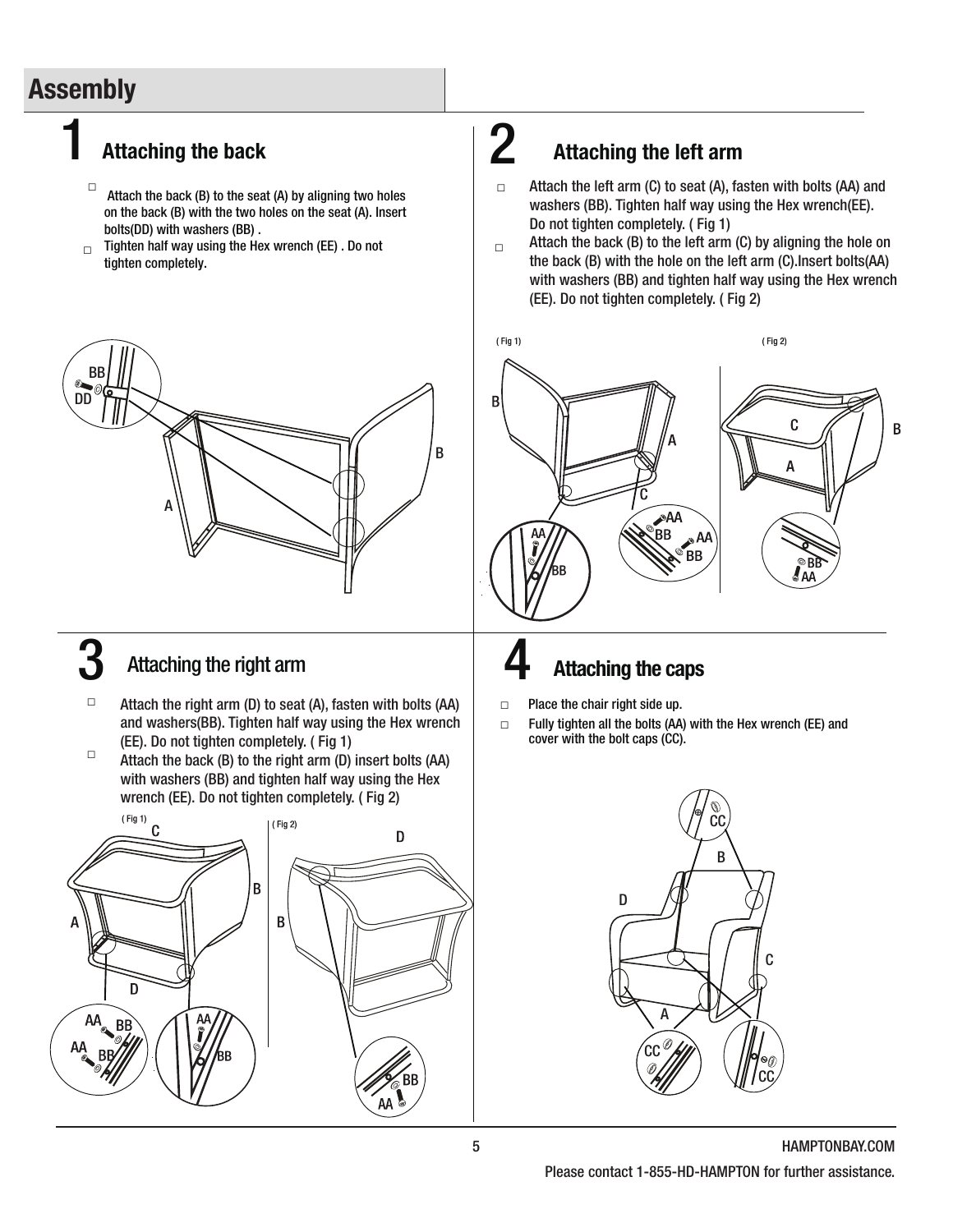# Assembly

## 1 Attaching the back

- Attach the back (B) to the seat (A) by aligning two holes on the back (B) with the two holes on the seat (A). Insert bolts(DD) with washers (BB) .
- Tighten half way using the Hex wrench (EE) . Do not tighten completely.

## 2 Attaching the left arm

- Attach the left arm (C) to seat (A), fasten with bolts (AA) and washers (BB). Tighten half way using the Hex wrench(EE). Do not tighten completely. ( Fig 1)
- Attach the back (B) to the left arm (C) by aligning the hole on the back (B) with the hole on the left arm (C).Insert bolts(AA) with washers (BB) and tighten half way using the Hex wrench (EE). Do not tighten completely. ( Fig 2)

## 3 Attaching the right arm

- Attach the right arm (D) to seat (A), fasten with bolts (AA) and washers(BB). Tighten half way using the Hex wrench (EE). Do not tighten completely. ( Fig 1)
- Attach the back (B) to the right arm (D) insert bolts (AA) with washers (BB) and tighten half way using the Hex wrench (EE). Do not tighten completely. ( Fig 2)

## 4 Attaching the caps

- Place the chair right side up.
- Fully tighten all the bolts (AA) with the Hex wrench (EE) and cover with the bolt caps (CC).

HAMPTONBAY.COM

Please contact 1-855-HD-HAMPTON for further assistance.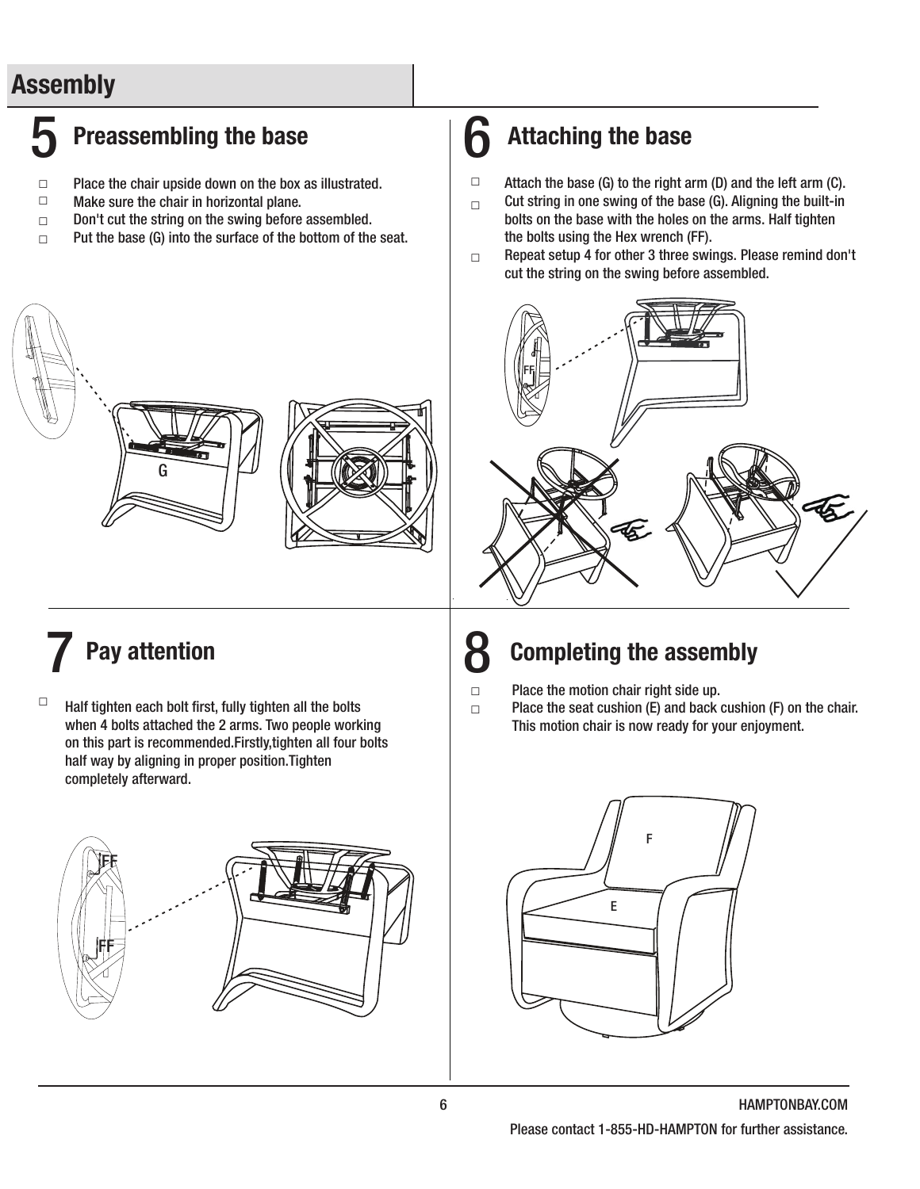## Assembly

### 5 Preassembling the base

- Place the chair upside down on the box as illustrated.
- Make sure the chair in horizontal plane.
- Don't cut the string on the swing before assembled.
- Put the base (G) into the surface of the bottom of the seat.

G

### 6 Attaching the base

- Attach the base (G) to the right arm (D) and the left arm (C).
- Cut string in one swing of the base (G). Aligning the built-in bolts on the base with the holes on the arms. Half tighten the bolts using the Hex wrench (FF).
- Repeat setup 4 for other 3 three swings. Please remind don't cut the string on the swing before assembled.

FF

### 7 Pay attention

- Half tighten each bolt first, fully tighten all the bolts when 4 bolts attached the 2 arms. Two people working on this part is recommended.Firstly,tighten all four bolts half way by aligning in proper position.Tighten completely afterward.

FF

FF

### 8 Completing the assembly

- Place the motion chair right side up.
- Place the seat cushion (E) and back cushion (F) on the chair. This motion chair is now ready for your enjoyment.

F

E

HAMPTONBAY.COM

Please contact 1-855-HD-HAMPTON for further assistance.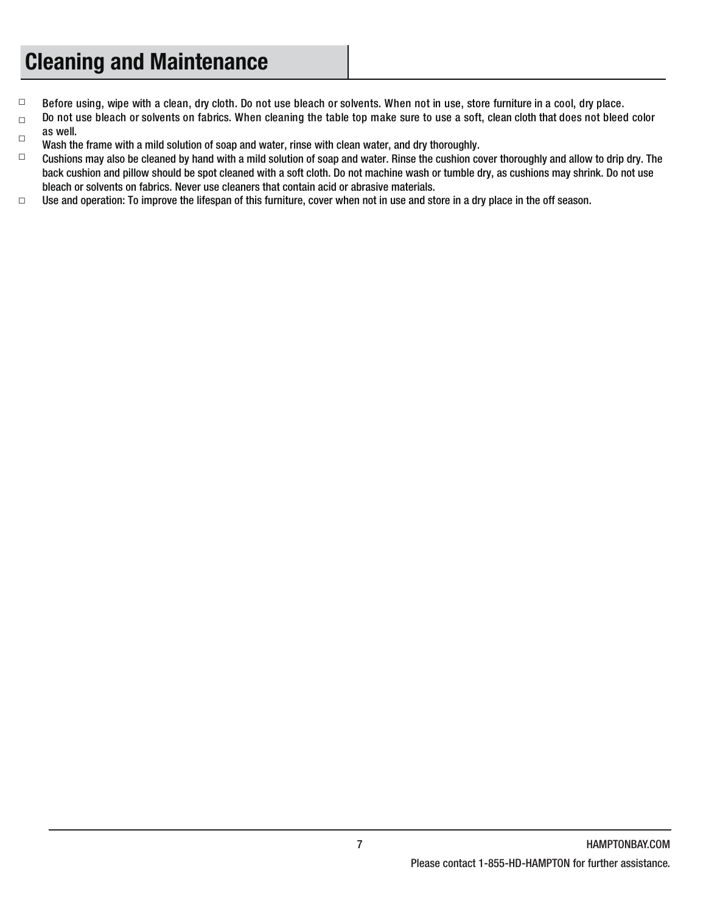## Cleaning and Maintenance

- Before using, wipe with a clean, dry cloth. Do not use bleach or solvents. When not in use, store furniture in a cool, dry place.
- Do not use bleach or solvents on fabrics. When cleaning the table top make sure to use a soft, clean cloth that does not bleed color as well.
- Wash the frame with a mild solution of soap and water, rinse with clean water, and dry thoroughly.
- Cushions may also be cleaned by hand with a mild solution of soap and water. Rinse the cushion cover thoroughly and allow to drip dry. The back cushion and pillow should be spot cleaned with a soft cloth. Do not machine wash or tumble dry, as cushions may shrink. Do not use bleach or solvents on fabrics. Never use cleaners that contain acid or abrasive materials.
- Use and operation: To improve the lifespan of this furniture, cover when not in use and store in a dry place in the off season.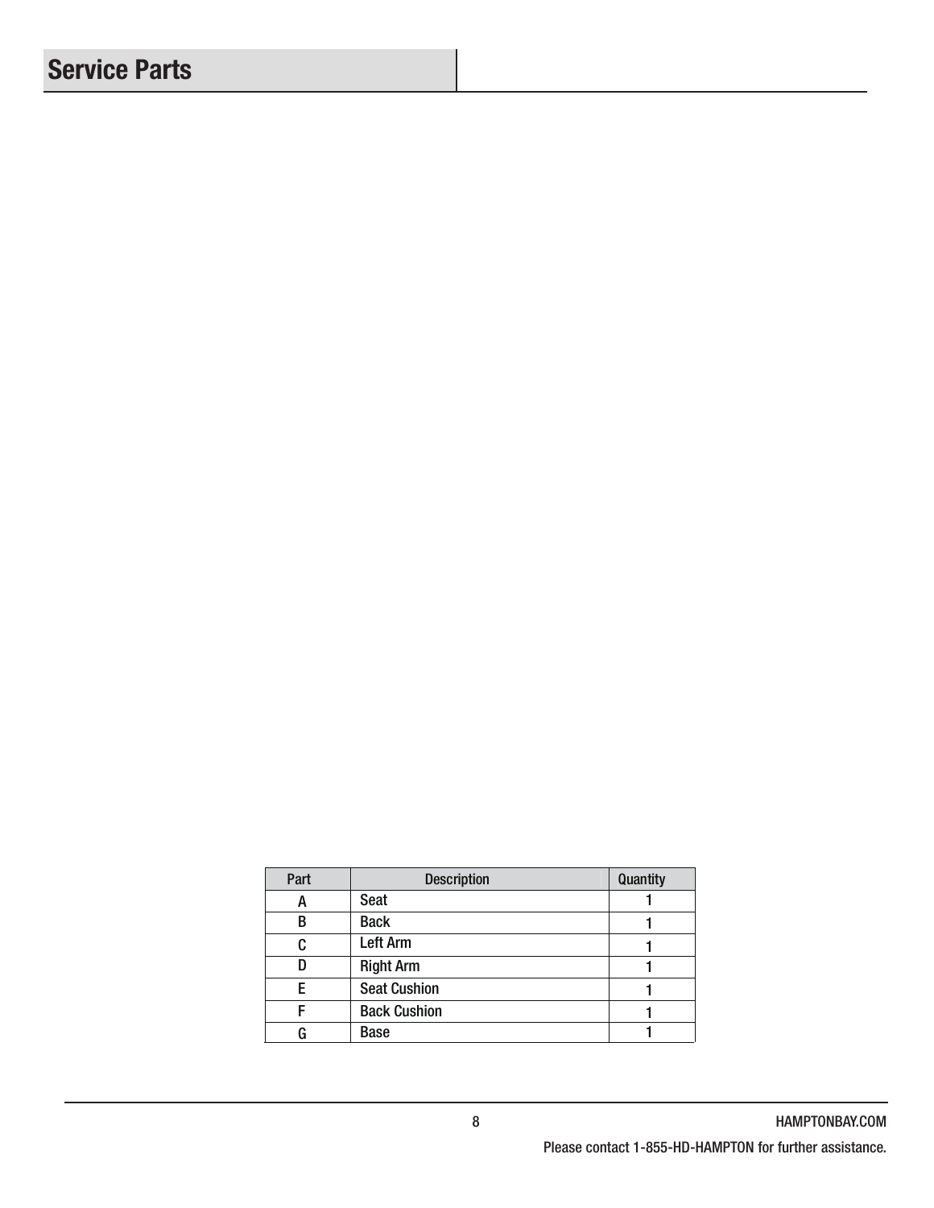# Service Parts

| Part | Description | Quantity |
| --- | --- | --- |
| A | Seat | 1 |
| B | Back | 1 |
| C | Left Arm | 1 |
| D | Right Arm | 1 |
| E | Seat Cushion | 1 |
| F | Back Cushion | 1 |
| G | Base | 1 |

Please contact 1-855-HD-HAMPTON for further assistance.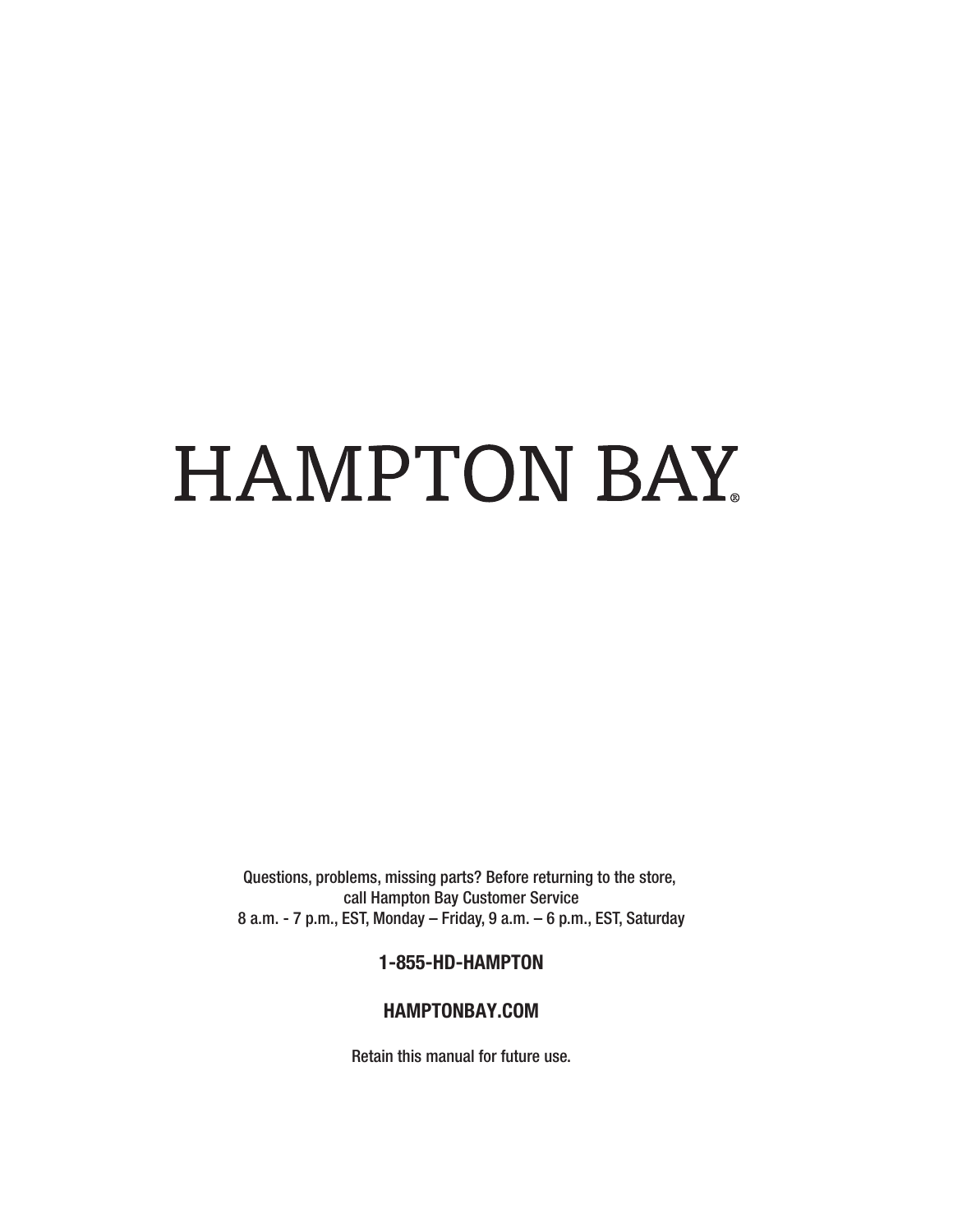# HAMPTON BAY®

Questions, problems, missing parts? Before returning to the store,
call Hampton Bay Customer Service
8 a.m. - 7 p.m., EST, Monday – Friday, 9 a.m. – 6 p.m., EST, Saturday

**1-855-HD-HAMPTON**

**HAMPTONBAY.COM**

Retain this manual for future use.